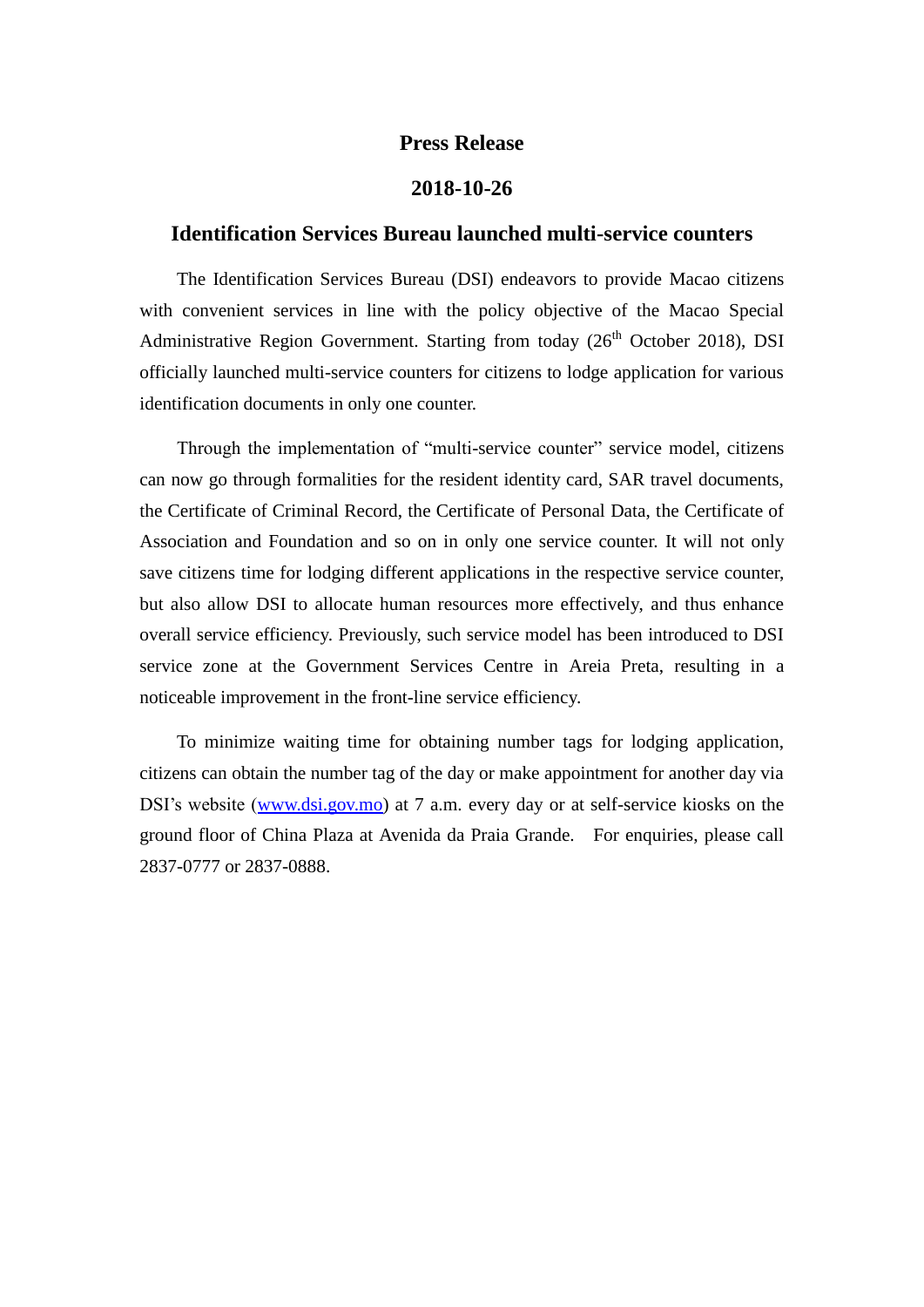**Press Release**

**2018-10-26**

## Identification Services Bureau launched multi-service counters

The Identification Services Bureau (DSI) endeavors to provide Macao citizens with convenient services in line with the policy objective of the Macao Special Administrative Region Government. Starting from today (26th October 2018), DSI officially launched multi-service counters for citizens to lodge application for various identification documents in only one counter.

Through the implementation of "multi-service counter" service model, citizens can now go through formalities for the resident identity card, SAR travel documents, the Certificate of Criminal Record, the Certificate of Personal Data, the Certificate of Association and Foundation and so on in only one service counter. It will not only save citizens time for lodging different applications in the respective service counter, but also allow DSI to allocate human resources more effectively, and thus enhance overall service efficiency. Previously, such service model has been introduced to DSI service zone at the Government Services Centre in Areia Preta, resulting in a noticeable improvement in the front-line service efficiency.

To minimize waiting time for obtaining number tags for lodging application, citizens can obtain the number tag of the day or make appointment for another day via DSI's website (www.dsi.gov.mo) at 7 a.m. every day or at self-service kiosks on the ground floor of China Plaza at Avenida da Praia Grande. For enquiries, please call 2837-0777 or 2837-0888.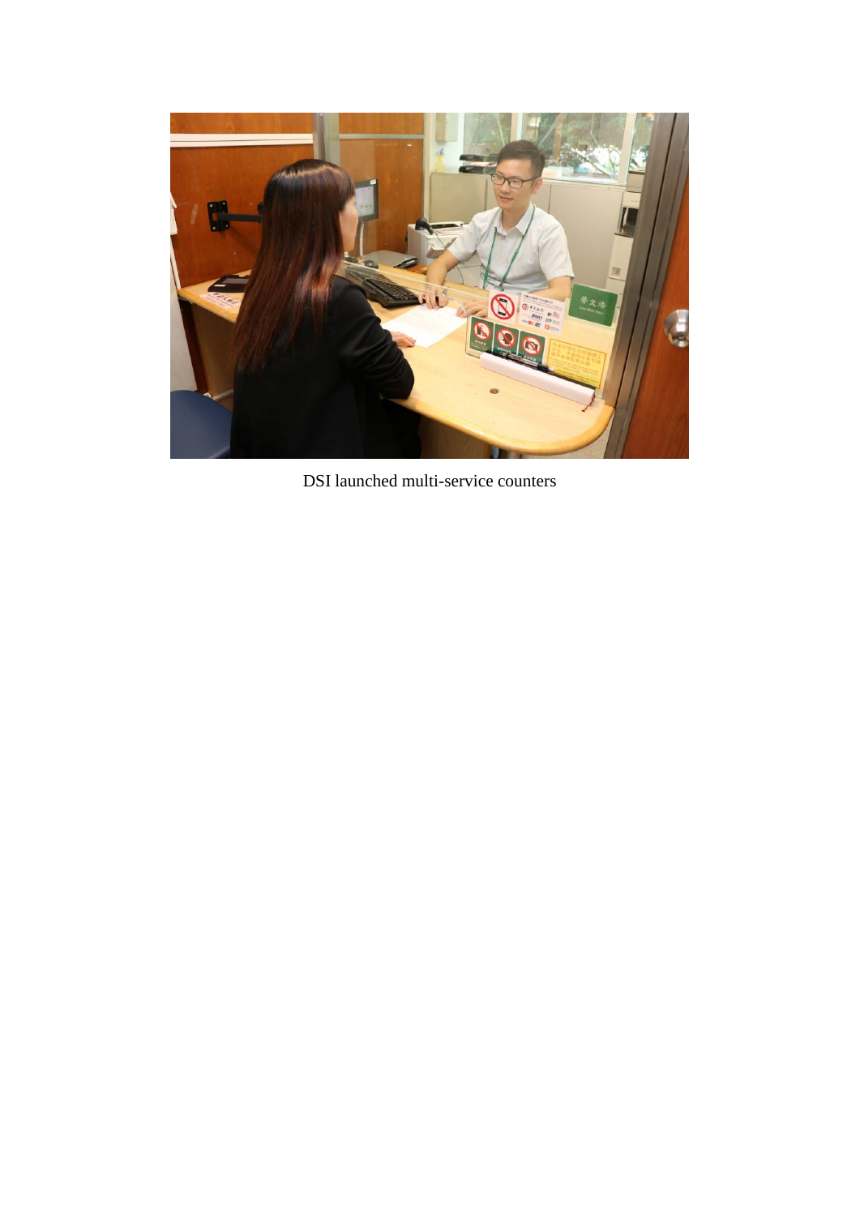DSI launched multi-service counters